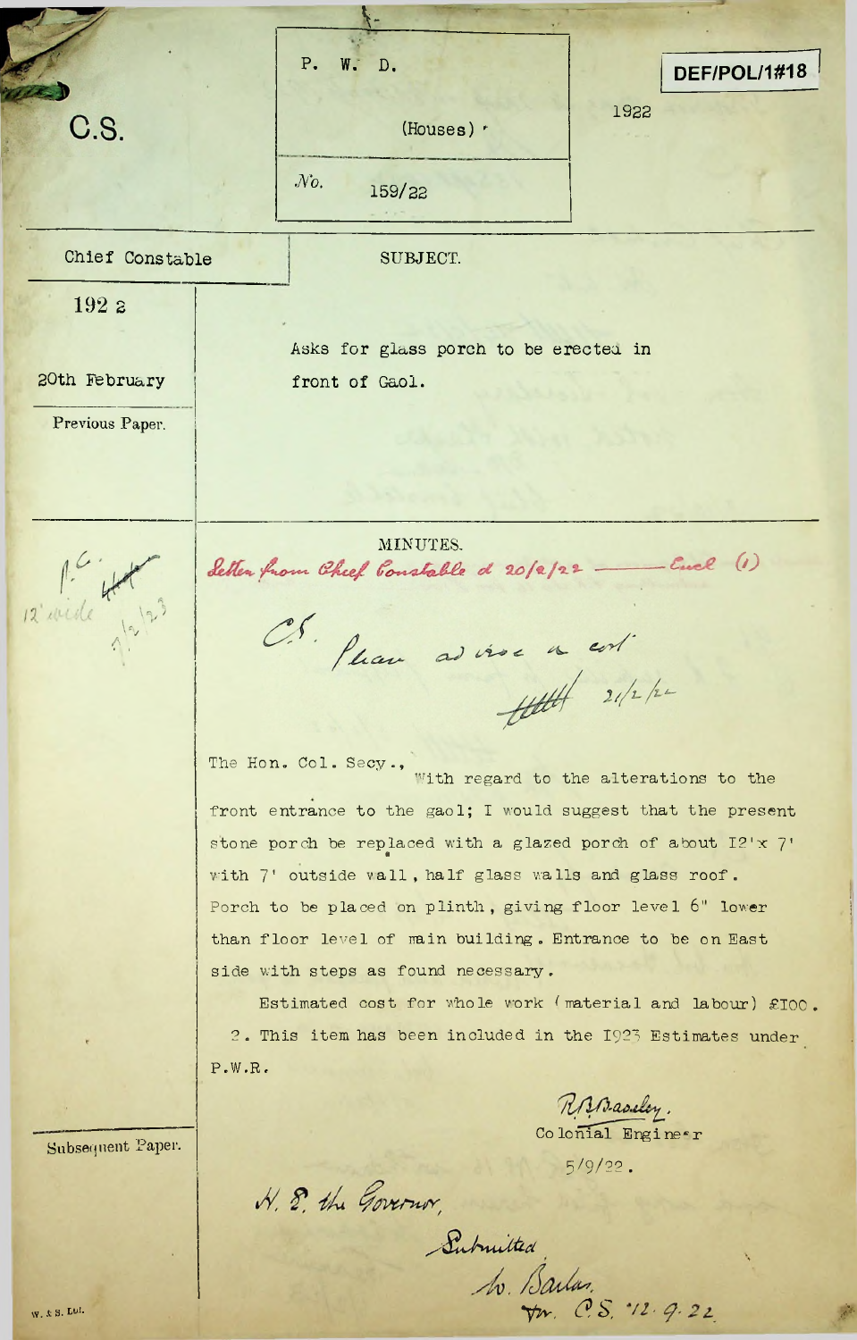C.S.

| P. W. D. | |
|---|---|
| (Houses) | |
| *No.* | 159/22 |

DEF/POL/1#18

1922

| Chief Constable | SUBJECT. |
|---|---|
| 1922 | |
| 20th February | Asks for glass porch to be erected in front of Gaol. |
| Previous Paper. | |

P.C.
12' wide
7/2/23

MINUTES.

*Letter from Chief Constable d 20/2/22 —— Encl (1)*

*C.E. Please advise a cost*

*21/2/22*

The Hon. Col. Secy.,

With regard to the alterations to the front entrance to the gaol; I would suggest that the present stone porch be replaced with a glazed porch of about 12' x 7' with 7' outside wall, half glass walls and glass roof. Porch to be placed on plinth, giving floor level 6" lower than floor level of main building. Entrance to be on East side with steps as found necessary.

Estimated cost for whole work (material and labour) £100.

2. This item has been included in the 1923 Estimates under P.W.R.

*R.B. Baseley.*
Colonial Engineer
5/9/22.

Subsequent Paper.

*H. E. the Governor,*

*Submitted*

*W. Barlas.*
*for C.S. 12.9.22*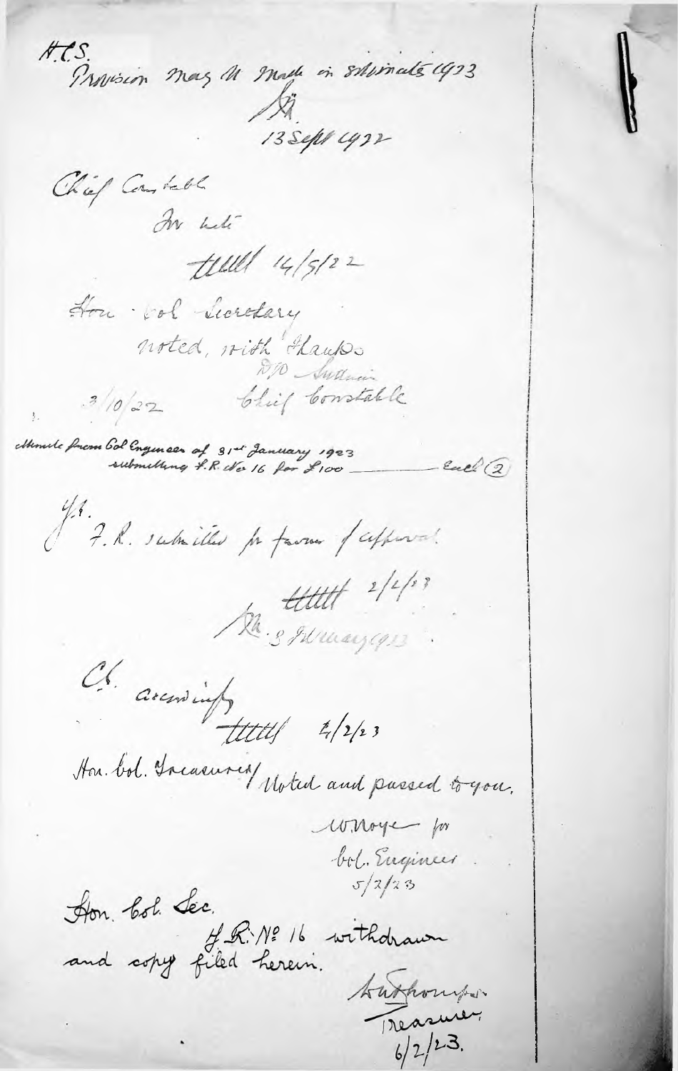H.C.S.

Provision may be made in estimate 1923

[initials]

13 Sept 1922

Chief Constable

For note

[signature] 14/9/22

Hon. Col. Secretary

noted, with thanks

[signature]
Chief Constable

3/10/22

Minute from Col. Engineer of 31st January 1923 submitting F.R. No 16 for £100 ——— Encl (2)

Y.E.

F.R. submitted for favour of approval

[signature] 2/2/23

[initials] 3 February 1923

C.E. accordingly

[signature] 4/2/23

Hon. Col. Treasurer / Noted and passed to you.

[signature] for
Col. Engineer
5/2/23

Hon. Col. Sec.

F.R. No 16 withdrawn and copy filed herein.

[signature]
Treasurer
6/2/23.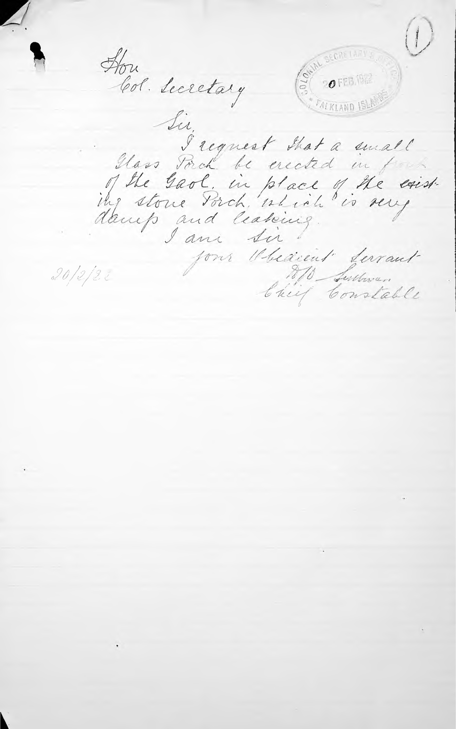Hon
Col. Secretary

COLONIAL SECRETARY'S OFFICE
20 FEB.1922
FALKLAND ISLANDS

Sir,

I request that a small Glass Porch be erected in front of the Gaol, in place of the existing stone Porch, which is very damp and leaking.

I am Sir
your Obedient Servant
D/D Sullivan
Chief Constable

20/2/22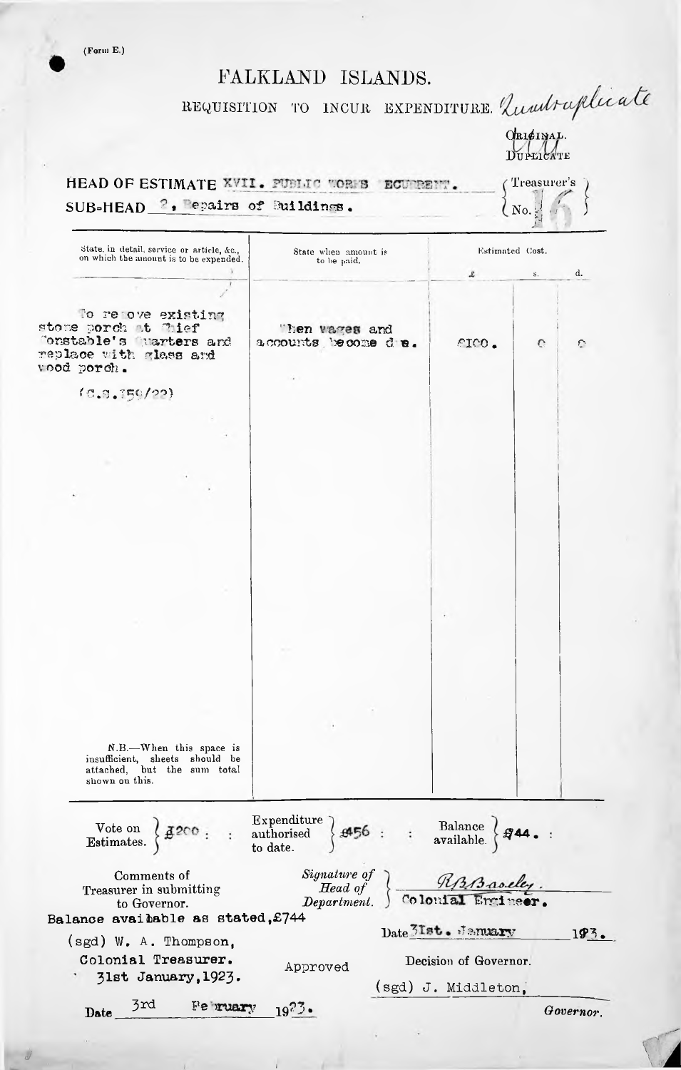(Form E.)

# FALKLAND ISLANDS.

## REQUISITION TO INCUR EXPENDITURE. Quadruplicate

ORIGINAL.
DUPLICATE

**HEAD OF ESTIMATE** XVII. PUBLIC WORKS RECURRENT.

**SUB-HEAD** 2, Repairs of Buildings.

Treasurer's No. 16

| State, in detail, service or article, &c., on which the amount is to be expended. | State when amount is to be paid. | Estimated Cost. £ | s. | d. |
|---|---|---|---|---|
| To remove existing stone porch at Chief Constable's Quarters and replace with glass and wood porch.<br><br>(C.S.159/22) | When wages and accounts become due. | £100. | 0 | 0 |

N.B.—When this space is insufficient, sheets should be attached, but the sum total shown on this.

Vote on Estimates. £200 : : Expenditure authorised to date. £456 : : Balance available. £44. :

Comments of Treasurer in submitting to Governor.
Balance available as stated, £744

(sgd) W. A. Thompson,
Colonial Treasurer.
31st January, 1923.

*Signature of Head of Department.* RBBaseley.
Colonial Engineer.

Date 31st. January 1923.

Decision of Governor.

Approved

(sgd) J. Middleton,
*Governor.*

Date 3rd February 1923.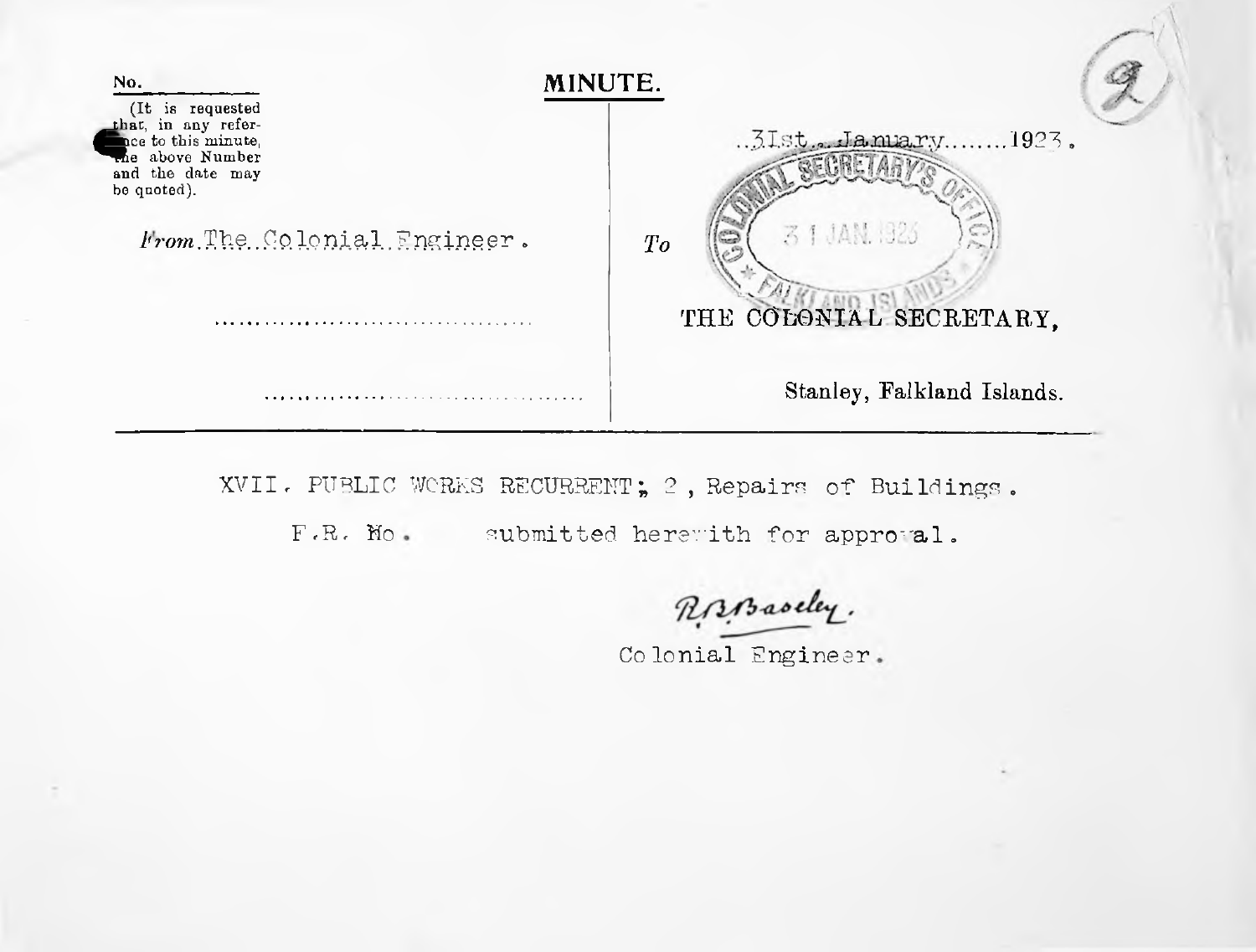No.

(It is requested that, in any reference to this minute, the above Number and the date may be quoted).

# MINUTE.

9

From The Colonial Engineer.

To

31st January 1923.

COLONIAL SECRETARY'S OFFICE
31 JAN. 1923
FALKLAND ISLANDS

THE COLONIAL SECRETARY,

Stanley, Falkland Islands.

---

XVII. PUBLIC WORKS RECURRENT; 2, Repairs of Buildings.

F.R. No. submitted herewith for approval.

R.B. Baseley.

Colonial Engineer.